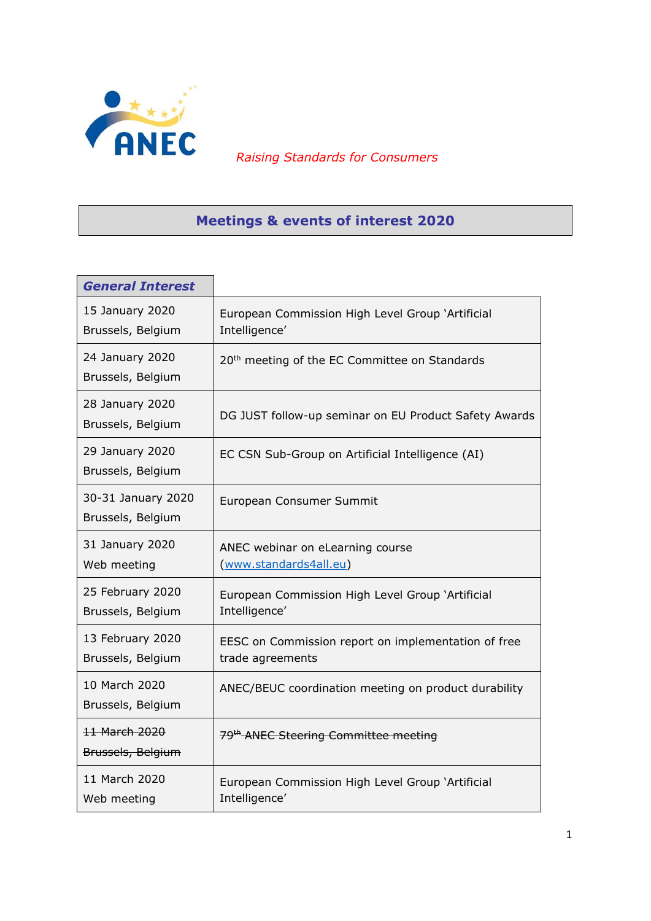ANEC

*Raising Standards for Consumers*

# Meetings & events of interest 2020

| ***General Interest*** | |
|---|---|
| 15 January 2020<br>Brussels, Belgium | European Commission High Level Group 'Artificial Intelligence' |
| 24 January 2020<br>Brussels, Belgium | 20th meeting of the EC Committee on Standards |
| 28 January 2020<br>Brussels, Belgium | DG JUST follow-up seminar on EU Product Safety Awards |
| 29 January 2020<br>Brussels, Belgium | EC CSN Sub-Group on Artificial Intelligence (AI) |
| 30-31 January 2020<br>Brussels, Belgium | European Consumer Summit |
| 31 January 2020<br>Web meeting | ANEC webinar on eLearning course (www.standards4all.eu) |
| 25 February 2020<br>Brussels, Belgium | European Commission High Level Group 'Artificial Intelligence' |
| 13 February 2020<br>Brussels, Belgium | EESC on Commission report on implementation of free trade agreements |
| 10 March 2020<br>Brussels, Belgium | ANEC/BEUC coordination meeting on product durability |
| ~~11 March 2020~~<br>~~Brussels, Belgium~~ | ~~79th ANEC Steering Committee meeting~~ |
| 11 March 2020<br>Web meeting | European Commission High Level Group 'Artificial Intelligence' |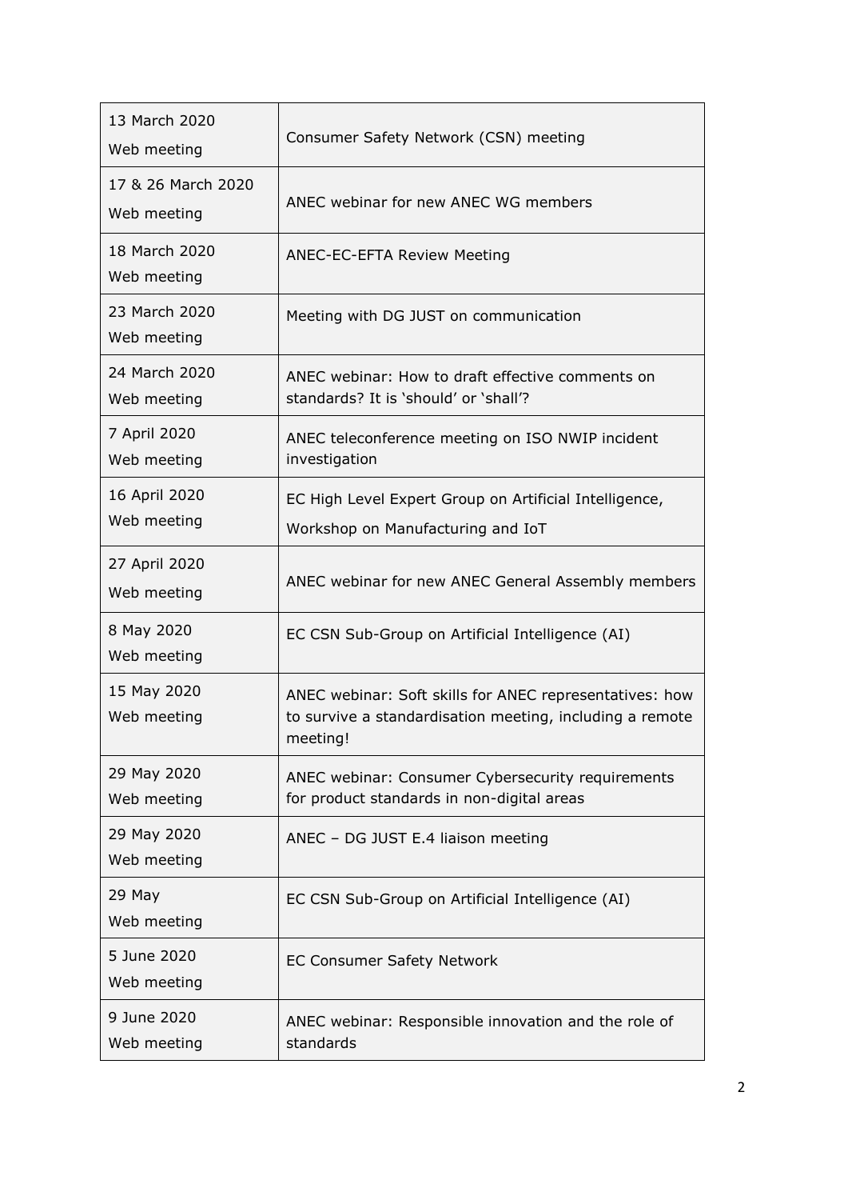| 13 March 2020<br>Web meeting | Consumer Safety Network (CSN) meeting |
|---|---|
| 17 & 26 March 2020<br>Web meeting | ANEC webinar for new ANEC WG members |
| 18 March 2020<br>Web meeting | ANEC-EC-EFTA Review Meeting |
| 23 March 2020<br>Web meeting | Meeting with DG JUST on communication |
| 24 March 2020<br>Web meeting | ANEC webinar: How to draft effective comments on standards? It is 'should' or 'shall'? |
| 7 April 2020<br>Web meeting | ANEC teleconference meeting on ISO NWIP incident investigation |
| 16 April 2020<br>Web meeting | EC High Level Expert Group on Artificial Intelligence,<br>Workshop on Manufacturing and IoT |
| 27 April 2020<br>Web meeting | ANEC webinar for new ANEC General Assembly members |
| 8 May 2020<br>Web meeting | EC CSN Sub-Group on Artificial Intelligence (AI) |
| 15 May 2020<br>Web meeting | ANEC webinar: Soft skills for ANEC representatives: how to survive a standardisation meeting, including a remote meeting! |
| 29 May 2020<br>Web meeting | ANEC webinar: Consumer Cybersecurity requirements for product standards in non-digital areas |
| 29 May 2020<br>Web meeting | ANEC – DG JUST E.4 liaison meeting |
| 29 May<br>Web meeting | EC CSN Sub-Group on Artificial Intelligence (AI) |
| 5 June 2020<br>Web meeting | EC Consumer Safety Network |
| 9 June 2020<br>Web meeting | ANEC webinar: Responsible innovation and the role of standards |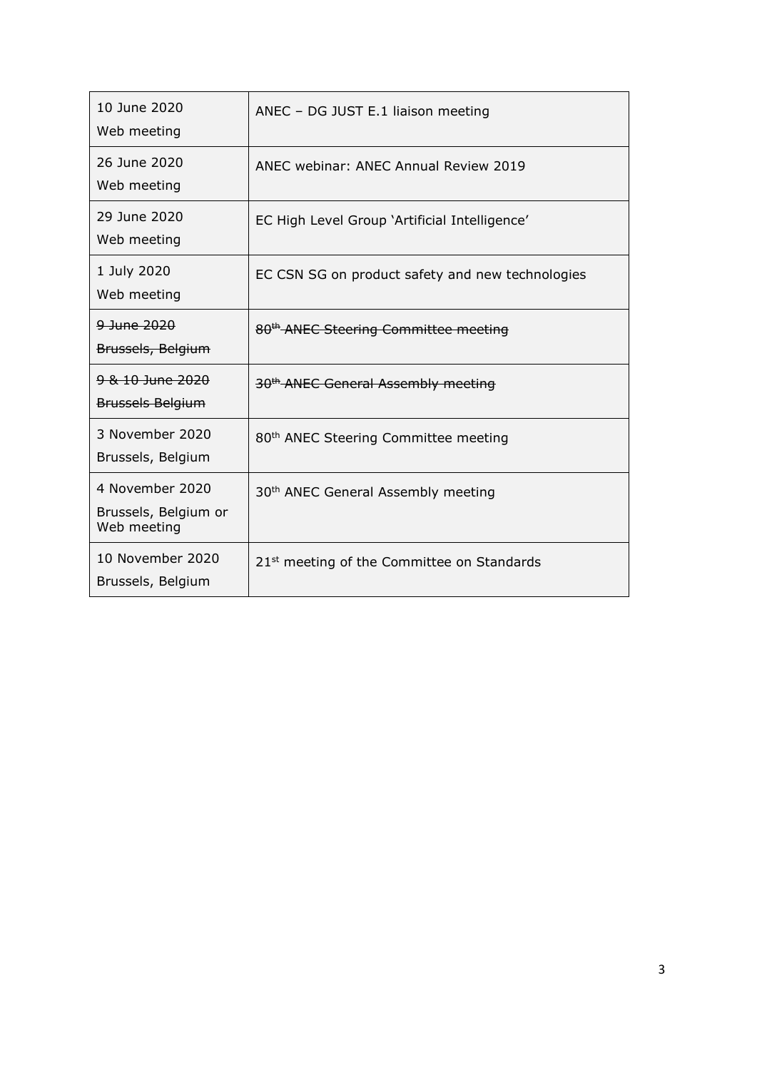| | |
|---|---|
| 10 June 2020<br>Web meeting | ANEC – DG JUST E.1 liaison meeting |
| 26 June 2020<br>Web meeting | ANEC webinar: ANEC Annual Review 2019 |
| 29 June 2020<br>Web meeting | EC High Level Group 'Artificial Intelligence' |
| 1 July 2020<br>Web meeting | EC CSN SG on product safety and new technologies |
| ~~9 June 2020~~<br>~~Brussels, Belgium~~ | ~~80th ANEC Steering Committee meeting~~ |
| ~~9 & 10 June 2020~~<br>~~Brussels Belgium~~ | ~~30th ANEC General Assembly meeting~~ |
| 3 November 2020<br>Brussels, Belgium | 80th ANEC Steering Committee meeting |
| 4 November 2020<br>Brussels, Belgium or Web meeting | 30th ANEC General Assembly meeting |
| 10 November 2020<br>Brussels, Belgium | 21st meeting of the Committee on Standards |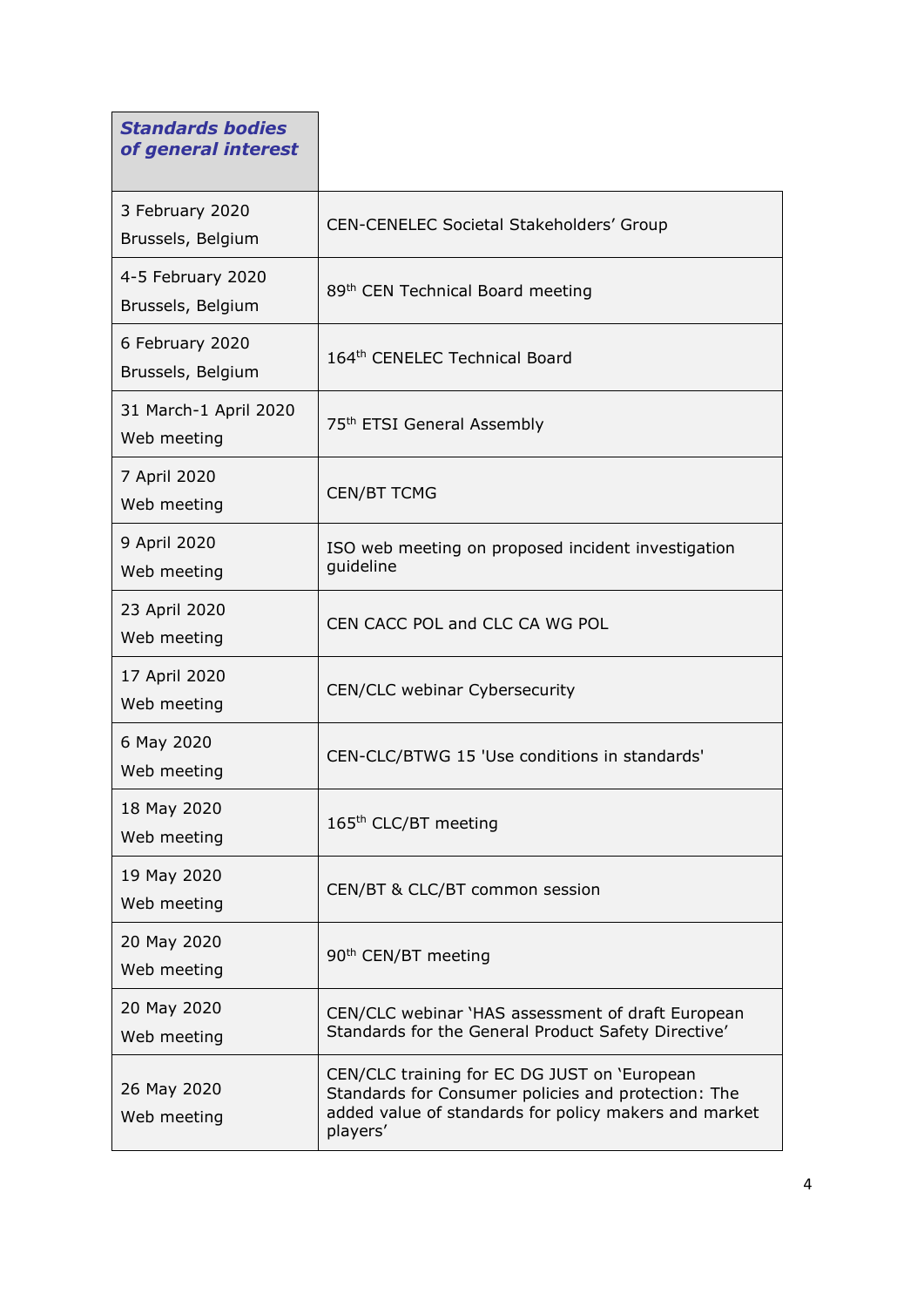| *Standards bodies of general interest* | |
|---|---|
| 3 February 2020<br>Brussels, Belgium | CEN-CENELEC Societal Stakeholders' Group |
| 4-5 February 2020<br>Brussels, Belgium | 89th CEN Technical Board meeting |
| 6 February 2020<br>Brussels, Belgium | 164th CENELEC Technical Board |
| 31 March-1 April 2020<br>Web meeting | 75th ETSI General Assembly |
| 7 April 2020<br>Web meeting | CEN/BT TCMG |
| 9 April 2020<br>Web meeting | ISO web meeting on proposed incident investigation guideline |
| 23 April 2020<br>Web meeting | CEN CACC POL and CLC CA WG POL |
| 17 April 2020<br>Web meeting | CEN/CLC webinar Cybersecurity |
| 6 May 2020<br>Web meeting | CEN-CLC/BTWG 15 'Use conditions in standards' |
| 18 May 2020<br>Web meeting | 165th CLC/BT meeting |
| 19 May 2020<br>Web meeting | CEN/BT & CLC/BT common session |
| 20 May 2020<br>Web meeting | 90th CEN/BT meeting |
| 20 May 2020<br>Web meeting | CEN/CLC webinar 'HAS assessment of draft European Standards for the General Product Safety Directive' |
| 26 May 2020<br>Web meeting | CEN/CLC training for EC DG JUST on 'European Standards for Consumer policies and protection: The added value of standards for policy makers and market players' |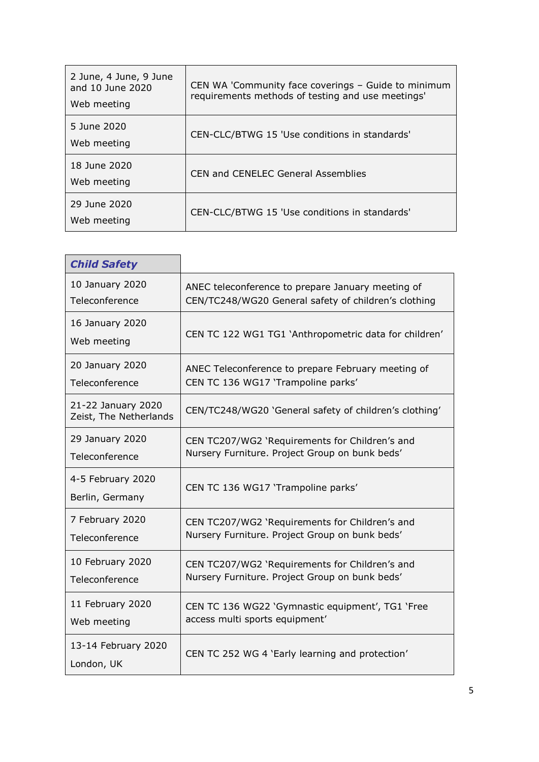| | |
|---|---|
| 2 June, 4 June, 9 June and 10 June 2020<br>Web meeting | CEN WA 'Community face coverings – Guide to minimum requirements methods of testing and use meetings' |
| 5 June 2020<br>Web meeting | CEN-CLC/BTWG 15 'Use conditions in standards' |
| 18 June 2020<br>Web meeting | CEN and CENELEC General Assemblies |
| 29 June 2020<br>Web meeting | CEN-CLC/BTWG 15 'Use conditions in standards' |

| ***Child Safety*** | |
|---|---|
| 10 January 2020<br>Teleconference | ANEC teleconference to prepare January meeting of CEN/TC248/WG20 General safety of children's clothing |
| 16 January 2020<br>Web meeting | CEN TC 122 WG1 TG1 'Anthropometric data for children' |
| 20 January 2020<br>Teleconference | ANEC Teleconference to prepare February meeting of CEN TC 136 WG17 'Trampoline parks' |
| 21-22 January 2020<br>Zeist, The Netherlands | CEN/TC248/WG20 'General safety of children's clothing' |
| 29 January 2020<br>Teleconference | CEN TC207/WG2 'Requirements for Children's and Nursery Furniture. Project Group on bunk beds' |
| 4-5 February 2020<br>Berlin, Germany | CEN TC 136 WG17 'Trampoline parks' |
| 7 February 2020<br>Teleconference | CEN TC207/WG2 'Requirements for Children's and Nursery Furniture. Project Group on bunk beds' |
| 10 February 2020<br>Teleconference | CEN TC207/WG2 'Requirements for Children's and Nursery Furniture. Project Group on bunk beds' |
| 11 February 2020<br>Web meeting | CEN TC 136 WG22 'Gymnastic equipment', TG1 'Free access multi sports equipment' |
| 13-14 February 2020<br>London, UK | CEN TC 252 WG 4 'Early learning and protection' |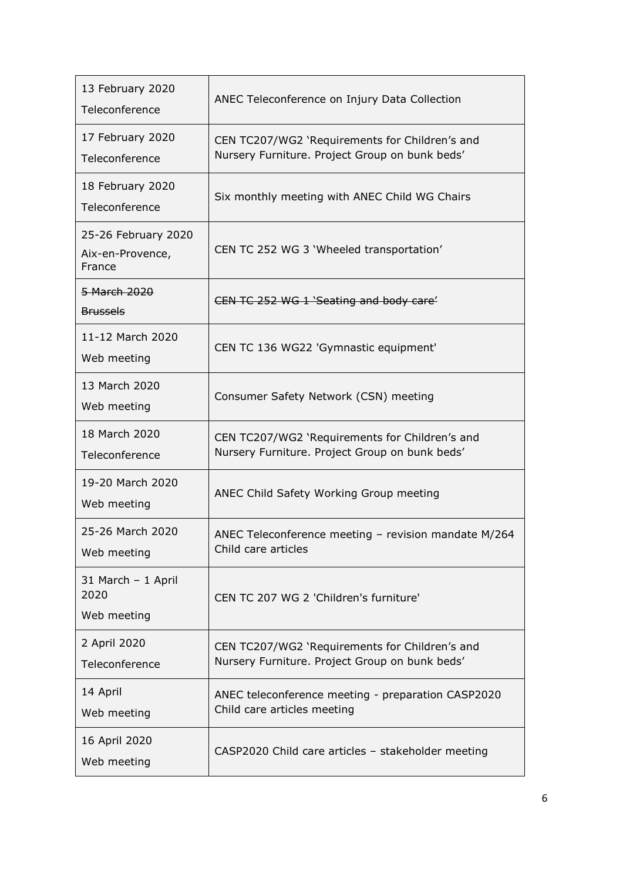| | |
|---|---|
| 13 February 2020<br>Teleconference | ANEC Teleconference on Injury Data Collection |
| 17 February 2020<br>Teleconference | CEN TC207/WG2 'Requirements for Children's and Nursery Furniture. Project Group on bunk beds' |
| 18 February 2020<br>Teleconference | Six monthly meeting with ANEC Child WG Chairs |
| 25-26 February 2020<br>Aix-en-Provence, France | CEN TC 252 WG 3 'Wheeled transportation' |
| ~~5 March 2020~~<br>~~Brussels~~ | ~~CEN TC 252 WG 1 'Seating and body care'~~ |
| 11-12 March 2020<br>Web meeting | CEN TC 136 WG22 'Gymnastic equipment' |
| 13 March 2020<br>Web meeting | Consumer Safety Network (CSN) meeting |
| 18 March 2020<br>Teleconference | CEN TC207/WG2 'Requirements for Children's and Nursery Furniture. Project Group on bunk beds' |
| 19-20 March 2020<br>Web meeting | ANEC Child Safety Working Group meeting |
| 25-26 March 2020<br>Web meeting | ANEC Teleconference meeting – revision mandate M/264 Child care articles |
| 31 March – 1 April 2020<br>Web meeting | CEN TC 207 WG 2 'Children's furniture' |
| 2 April 2020<br>Teleconference | CEN TC207/WG2 'Requirements for Children's and Nursery Furniture. Project Group on bunk beds' |
| 14 April<br>Web meeting | ANEC teleconference meeting - preparation CASP2020 Child care articles meeting |
| 16 April 2020<br>Web meeting | CASP2020 Child care articles – stakeholder meeting |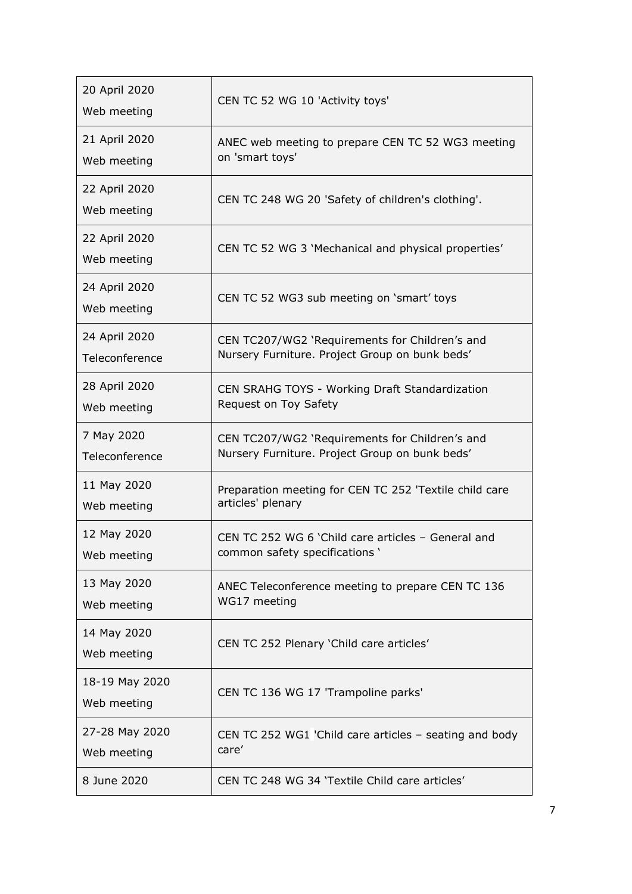| | |
|---|---|
| 20 April 2020<br>Web meeting | CEN TC 52 WG 10 'Activity toys' |
| 21 April 2020<br>Web meeting | ANEC web meeting to prepare CEN TC 52 WG3 meeting on 'smart toys' |
| 22 April 2020<br>Web meeting | CEN TC 248 WG 20 'Safety of children's clothing'. |
| 22 April 2020<br>Web meeting | CEN TC 52 WG 3 'Mechanical and physical properties' |
| 24 April 2020<br>Web meeting | CEN TC 52 WG3 sub meeting on 'smart' toys |
| 24 April 2020<br>Teleconference | CEN TC207/WG2 'Requirements for Children's and Nursery Furniture. Project Group on bunk beds' |
| 28 April 2020<br>Web meeting | CEN SRAHG TOYS - Working Draft Standardization Request on Toy Safety |
| 7 May 2020<br>Teleconference | CEN TC207/WG2 'Requirements for Children's and Nursery Furniture. Project Group on bunk beds' |
| 11 May 2020<br>Web meeting | Preparation meeting for CEN TC 252 'Textile child care articles' plenary |
| 12 May 2020<br>Web meeting | CEN TC 252 WG 6 'Child care articles – General and common safety specifications ' |
| 13 May 2020<br>Web meeting | ANEC Teleconference meeting to prepare CEN TC 136 WG17 meeting |
| 14 May 2020<br>Web meeting | CEN TC 252 Plenary 'Child care articles' |
| 18-19 May 2020<br>Web meeting | CEN TC 136 WG 17 'Trampoline parks' |
| 27-28 May 2020<br>Web meeting | CEN TC 252 WG1 'Child care articles – seating and body care' |
| 8 June 2020 | CEN TC 248 WG 34 'Textile Child care articles' |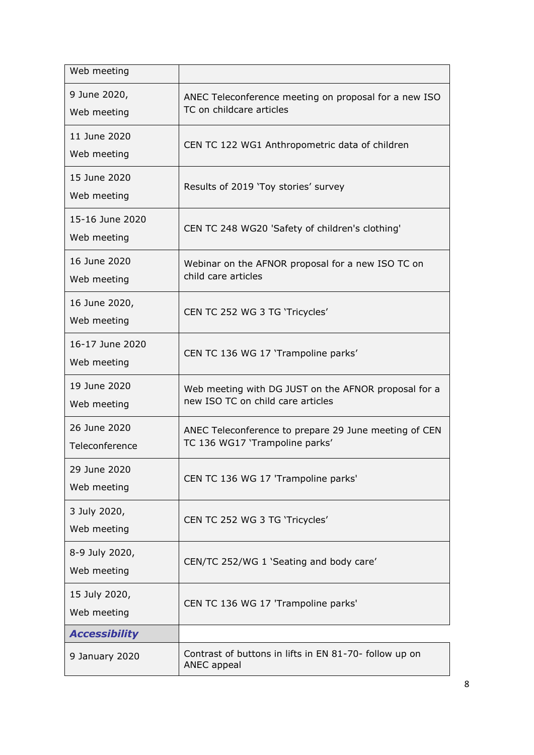| | |
|---|---|
| Web meeting | |
| 9 June 2020, Web meeting | ANEC Teleconference meeting on proposal for a new ISO TC on childcare articles |
| 11 June 2020 Web meeting | CEN TC 122 WG1 Anthropometric data of children |
| 15 June 2020 Web meeting | Results of 2019 'Toy stories' survey |
| 15-16 June 2020 Web meeting | CEN TC 248 WG20 'Safety of children's clothing' |
| 16 June 2020 Web meeting | Webinar on the AFNOR proposal for a new ISO TC on child care articles |
| 16 June 2020, Web meeting | CEN TC 252 WG 3 TG 'Tricycles' |
| 16-17 June 2020 Web meeting | CEN TC 136 WG 17 'Trampoline parks' |
| 19 June 2020 Web meeting | Web meeting with DG JUST on the AFNOR proposal for a new ISO TC on child care articles |
| 26 June 2020 Teleconference | ANEC Teleconference to prepare 29 June meeting of CEN TC 136 WG17 'Trampoline parks' |
| 29 June 2020 Web meeting | CEN TC 136 WG 17 'Trampoline parks' |
| 3 July 2020, Web meeting | CEN TC 252 WG 3 TG 'Tricycles' |
| 8-9 July 2020, Web meeting | CEN/TC 252/WG 1 'Seating and body care' |
| 15 July 2020, Web meeting | CEN TC 136 WG 17 'Trampoline parks' |
| ***Accessibility*** | |
| 9 January 2020 | Contrast of buttons in lifts in EN 81-70- follow up on ANEC appeal |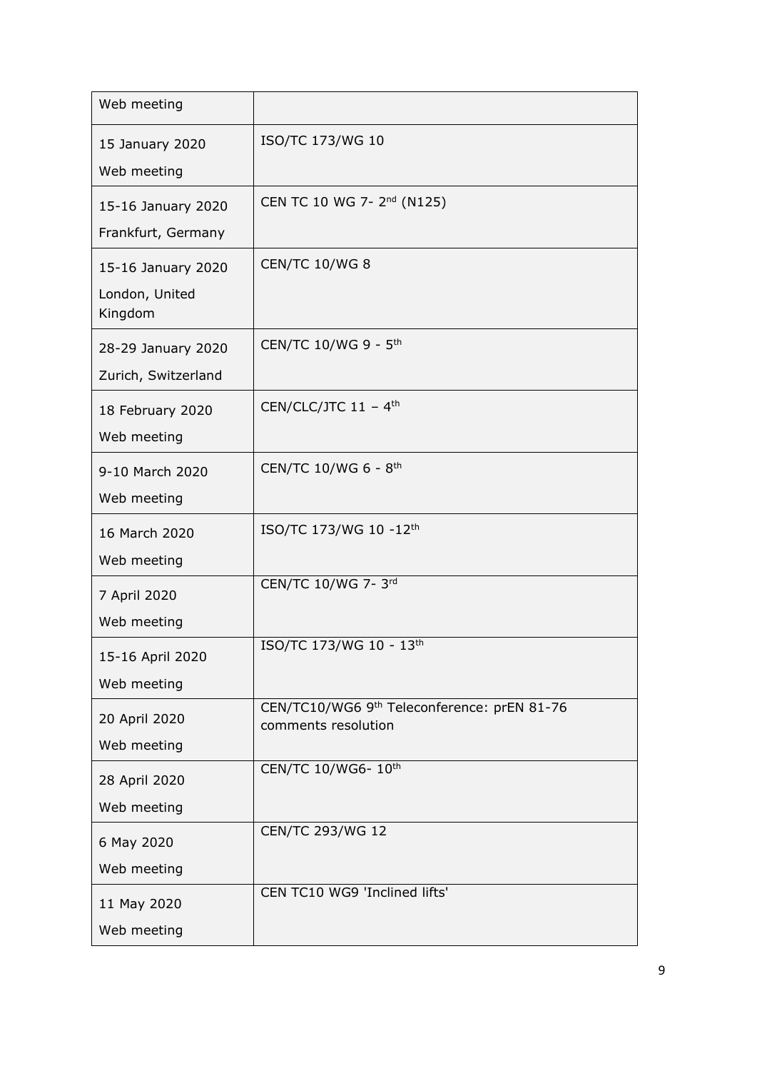| | |
|---|---|
| Web meeting | |
| 15 January 2020<br>Web meeting | ISO/TC 173/WG 10 |
| 15-16 January 2020<br>Frankfurt, Germany | CEN TC 10 WG 7- 2nd (N125) |
| 15-16 January 2020<br>London, United Kingdom | CEN/TC 10/WG 8 |
| 28-29 January 2020<br>Zurich, Switzerland | CEN/TC 10/WG 9 - 5th |
| 18 February 2020<br>Web meeting | CEN/CLC/JTC 11 – 4th |
| 9-10 March 2020<br>Web meeting | CEN/TC 10/WG 6 - 8th |
| 16 March 2020<br>Web meeting | ISO/TC 173/WG 10 -12th |
| 7 April 2020<br>Web meeting | CEN/TC 10/WG 7- 3rd |
| 15-16 April 2020<br>Web meeting | ISO/TC 173/WG 10 - 13th |
| 20 April 2020<br>Web meeting | CEN/TC10/WG6 9th Teleconference: prEN 81-76 comments resolution |
| 28 April 2020<br>Web meeting | CEN/TC 10/WG6- 10th |
| 6 May 2020<br>Web meeting | CEN/TC 293/WG 12 |
| 11 May 2020<br>Web meeting | CEN TC10 WG9 'Inclined lifts' |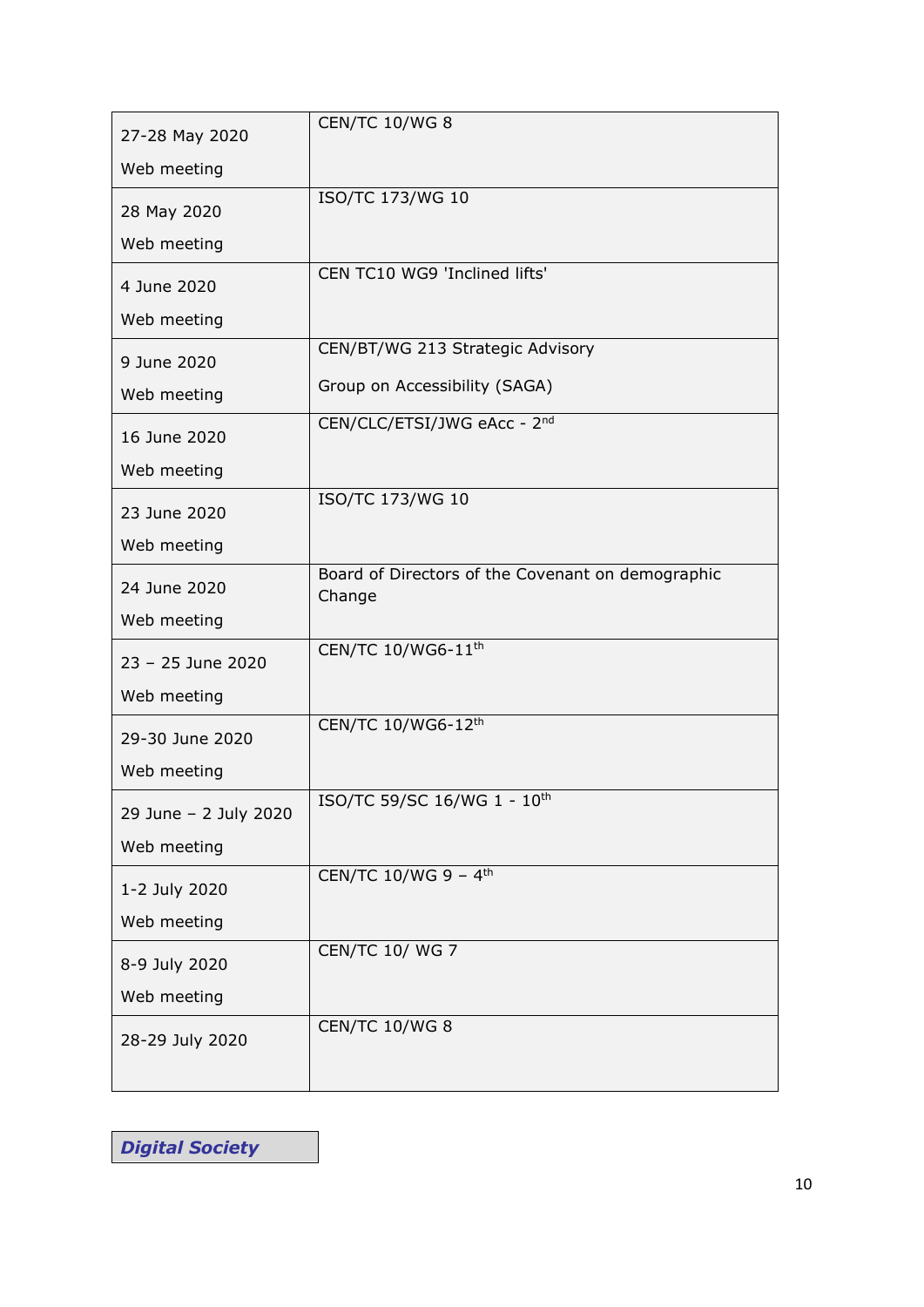| | |
|---|---|
| 27-28 May 2020<br><br>Web meeting | CEN/TC 10/WG 8 |
| 28 May 2020<br><br>Web meeting | ISO/TC 173/WG 10 |
| 4 June 2020<br><br>Web meeting | CEN TC10 WG9 'Inclined lifts' |
| 9 June 2020<br><br>Web meeting | CEN/BT/WG 213 Strategic Advisory<br><br>Group on Accessibility (SAGA) |
| 16 June 2020<br><br>Web meeting | CEN/CLC/ETSI/JWG eAcc - 2nd |
| 23 June 2020<br><br>Web meeting | ISO/TC 173/WG 10 |
| 24 June 2020<br><br>Web meeting | Board of Directors of the Covenant on demographic Change |
| 23 – 25 June 2020<br><br>Web meeting | CEN/TC 10/WG6-11th |
| 29-30 June 2020<br><br>Web meeting | CEN/TC 10/WG6-12th |
| 29 June – 2 July 2020<br><br>Web meeting | ISO/TC 59/SC 16/WG 1 - 10th |
| 1-2 July 2020<br><br>Web meeting | CEN/TC 10/WG 9 – 4th |
| 8-9 July 2020<br><br>Web meeting | CEN/TC 10/ WG 7 |
| 28-29 July 2020 | CEN/TC 10/WG 8 |

## ***Digital Society***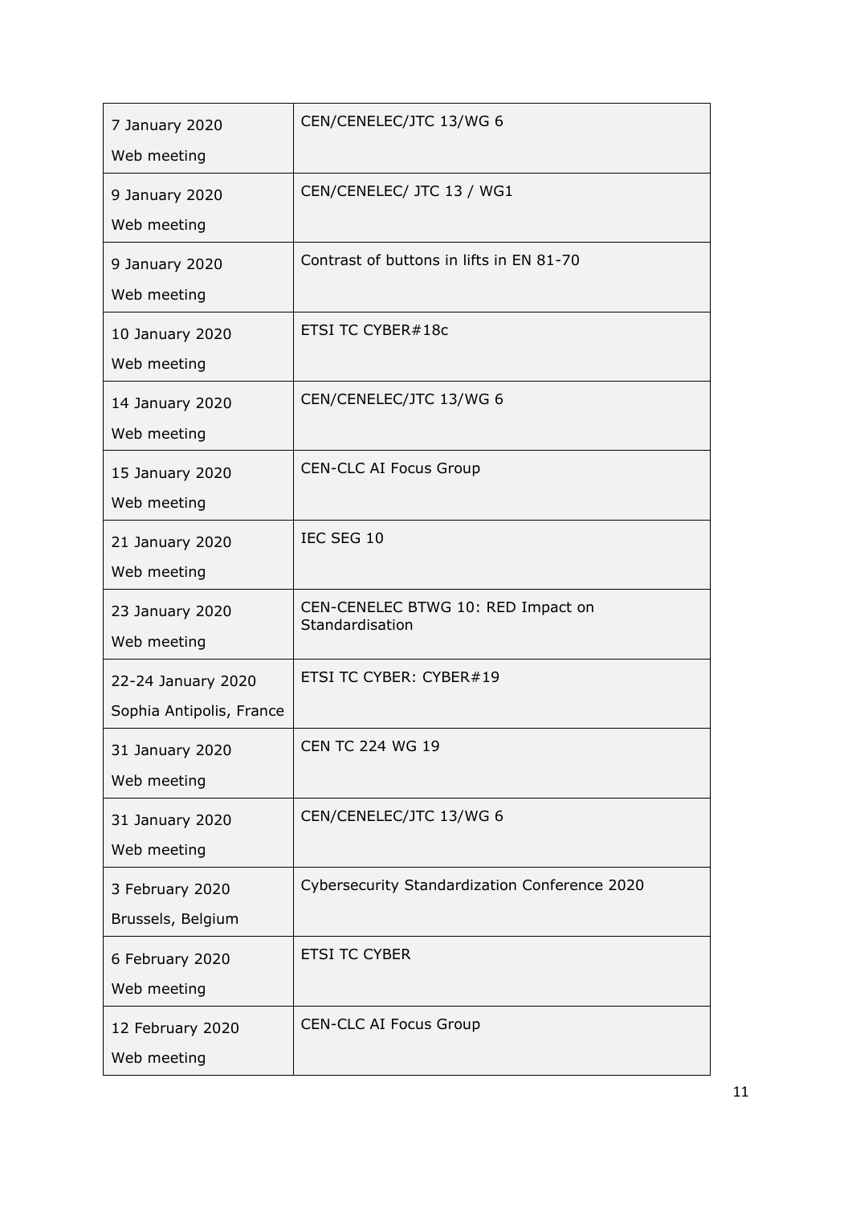| | |
|---|---|
| 7 January 2020<br>Web meeting | CEN/CENELEC/JTC 13/WG 6 |
| 9 January 2020<br>Web meeting | CEN/CENELEC/ JTC 13 / WG1 |
| 9 January 2020<br>Web meeting | Contrast of buttons in lifts in EN 81-70 |
| 10 January 2020<br>Web meeting | ETSI TC CYBER#18c |
| 14 January 2020<br>Web meeting | CEN/CENELEC/JTC 13/WG 6 |
| 15 January 2020<br>Web meeting | CEN-CLC AI Focus Group |
| 21 January 2020<br>Web meeting | IEC SEG 10 |
| 23 January 2020<br>Web meeting | CEN-CENELEC BTWG 10: RED Impact on Standardisation |
| 22-24 January 2020<br>Sophia Antipolis, France | ETSI TC CYBER: CYBER#19 |
| 31 January 2020<br>Web meeting | CEN TC 224 WG 19 |
| 31 January 2020<br>Web meeting | CEN/CENELEC/JTC 13/WG 6 |
| 3 February 2020<br>Brussels, Belgium | Cybersecurity Standardization Conference 2020 |
| 6 February 2020<br>Web meeting | ETSI TC CYBER |
| 12 February 2020<br>Web meeting | CEN-CLC AI Focus Group |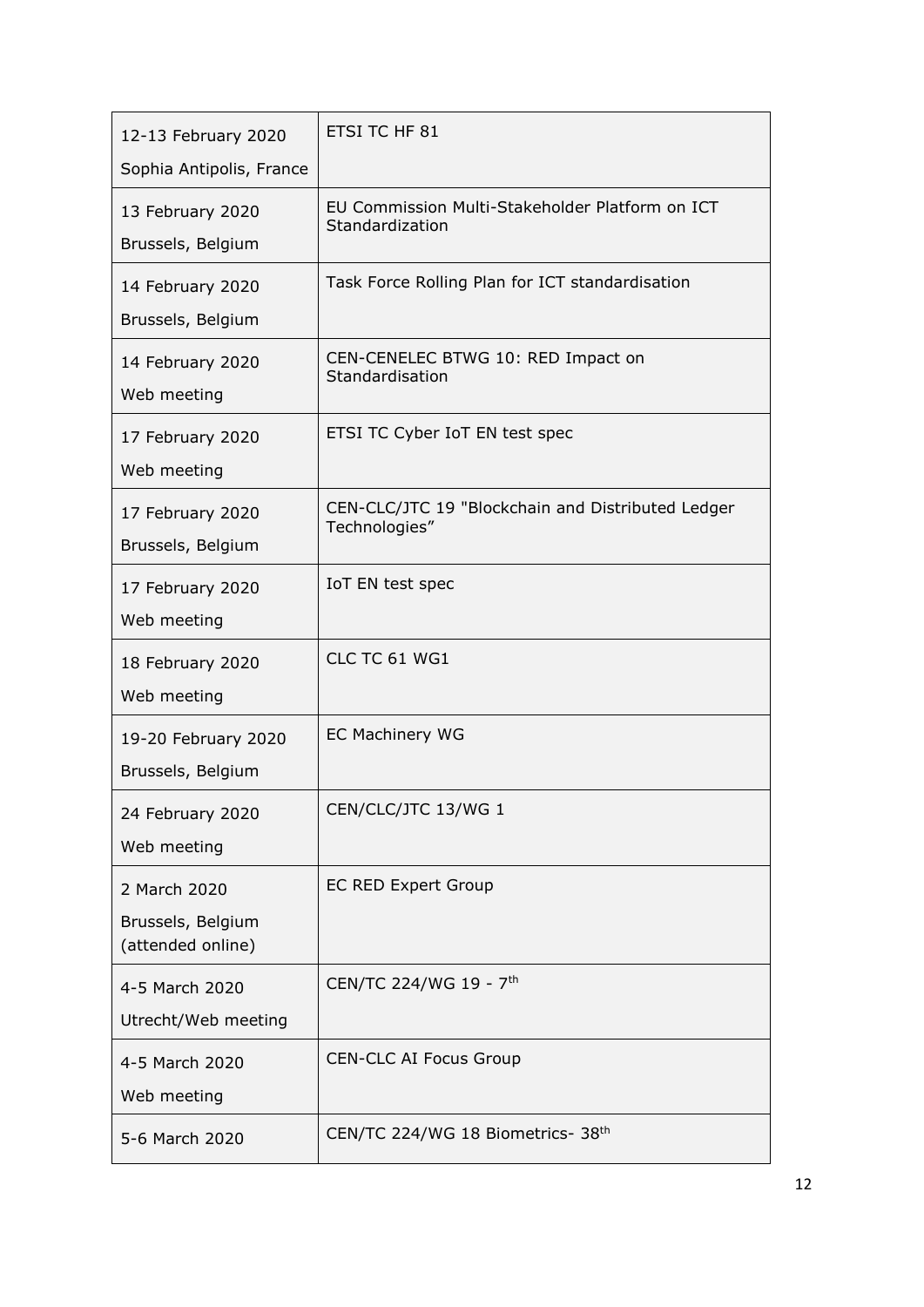| | |
|---|---|
| 12-13 February 2020<br>Sophia Antipolis, France | ETSI TC HF 81 |
| 13 February 2020<br>Brussels, Belgium | EU Commission Multi-Stakeholder Platform on ICT Standardization |
| 14 February 2020<br>Brussels, Belgium | Task Force Rolling Plan for ICT standardisation |
| 14 February 2020<br>Web meeting | CEN-CENELEC BTWG 10: RED Impact on Standardisation |
| 17 February 2020<br>Web meeting | ETSI TC Cyber IoT EN test spec |
| 17 February 2020<br>Brussels, Belgium | CEN-CLC/JTC 19 "Blockchain and Distributed Ledger Technologies" |
| 17 February 2020<br>Web meeting | IoT EN test spec |
| 18 February 2020<br>Web meeting | CLC TC 61 WG1 |
| 19-20 February 2020<br>Brussels, Belgium | EC Machinery WG |
| 24 February 2020<br>Web meeting | CEN/CLC/JTC 13/WG 1 |
| 2 March 2020<br>Brussels, Belgium (attended online) | EC RED Expert Group |
| 4-5 March 2020<br>Utrecht/Web meeting | CEN/TC 224/WG 19 - 7th |
| 4-5 March 2020<br>Web meeting | CEN-CLC AI Focus Group |
| 5-6 March 2020 | CEN/TC 224/WG 18 Biometrics- 38th |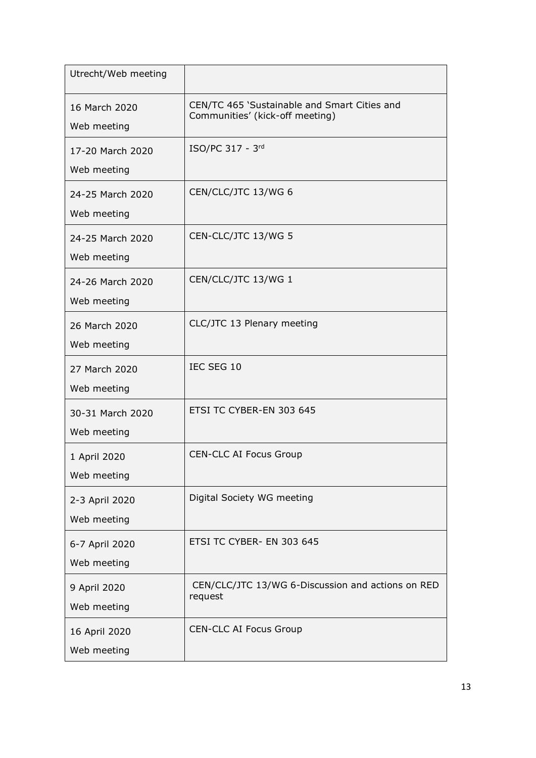| | |
|---|---|
| Utrecht/Web meeting | |
| 16 March 2020<br>Web meeting | CEN/TC 465 'Sustainable and Smart Cities and Communities' (kick-off meeting) |
| 17-20 March 2020<br>Web meeting | ISO/PC 317 - 3rd |
| 24-25 March 2020<br>Web meeting | CEN/CLC/JTC 13/WG 6 |
| 24-25 March 2020<br>Web meeting | CEN-CLC/JTC 13/WG 5 |
| 24-26 March 2020<br>Web meeting | CEN/CLC/JTC 13/WG 1 |
| 26 March 2020<br>Web meeting | CLC/JTC 13 Plenary meeting |
| 27 March 2020<br>Web meeting | IEC SEG 10 |
| 30-31 March 2020<br>Web meeting | ETSI TC CYBER-EN 303 645 |
| 1 April 2020<br>Web meeting | CEN-CLC AI Focus Group |
| 2-3 April 2020<br>Web meeting | Digital Society WG meeting |
| 6-7 April 2020<br>Web meeting | ETSI TC CYBER- EN 303 645 |
| 9 April 2020<br>Web meeting | CEN/CLC/JTC 13/WG 6-Discussion and actions on RED request |
| 16 April 2020<br>Web meeting | CEN-CLC AI Focus Group |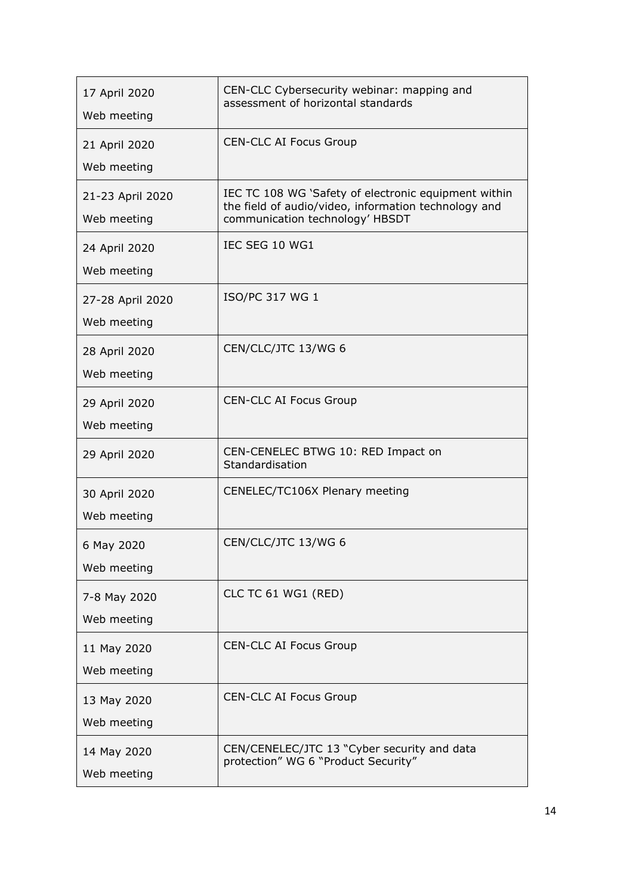| | |
|---|---|
| 17 April 2020<br>Web meeting | CEN-CLC Cybersecurity webinar: mapping and assessment of horizontal standards |
| 21 April 2020<br>Web meeting | CEN-CLC AI Focus Group |
| 21-23 April 2020<br>Web meeting | IEC TC 108 WG 'Safety of electronic equipment within the field of audio/video, information technology and communication technology' HBSDT |
| 24 April 2020<br>Web meeting | IEC SEG 10 WG1 |
| 27-28 April 2020<br>Web meeting | ISO/PC 317 WG 1 |
| 28 April 2020<br>Web meeting | CEN/CLC/JTC 13/WG 6 |
| 29 April 2020<br>Web meeting | CEN-CLC AI Focus Group |
| 29 April 2020 | CEN-CENELEC BTWG 10: RED Impact on Standardisation |
| 30 April 2020<br>Web meeting | CENELEC/TC106X Plenary meeting |
| 6 May 2020<br>Web meeting | CEN/CLC/JTC 13/WG 6 |
| 7-8 May 2020<br>Web meeting | CLC TC 61 WG1 (RED) |
| 11 May 2020<br>Web meeting | CEN-CLC AI Focus Group |
| 13 May 2020<br>Web meeting | CEN-CLC AI Focus Group |
| 14 May 2020<br>Web meeting | CEN/CENELEC/JTC 13 "Cyber security and data protection" WG 6 "Product Security" |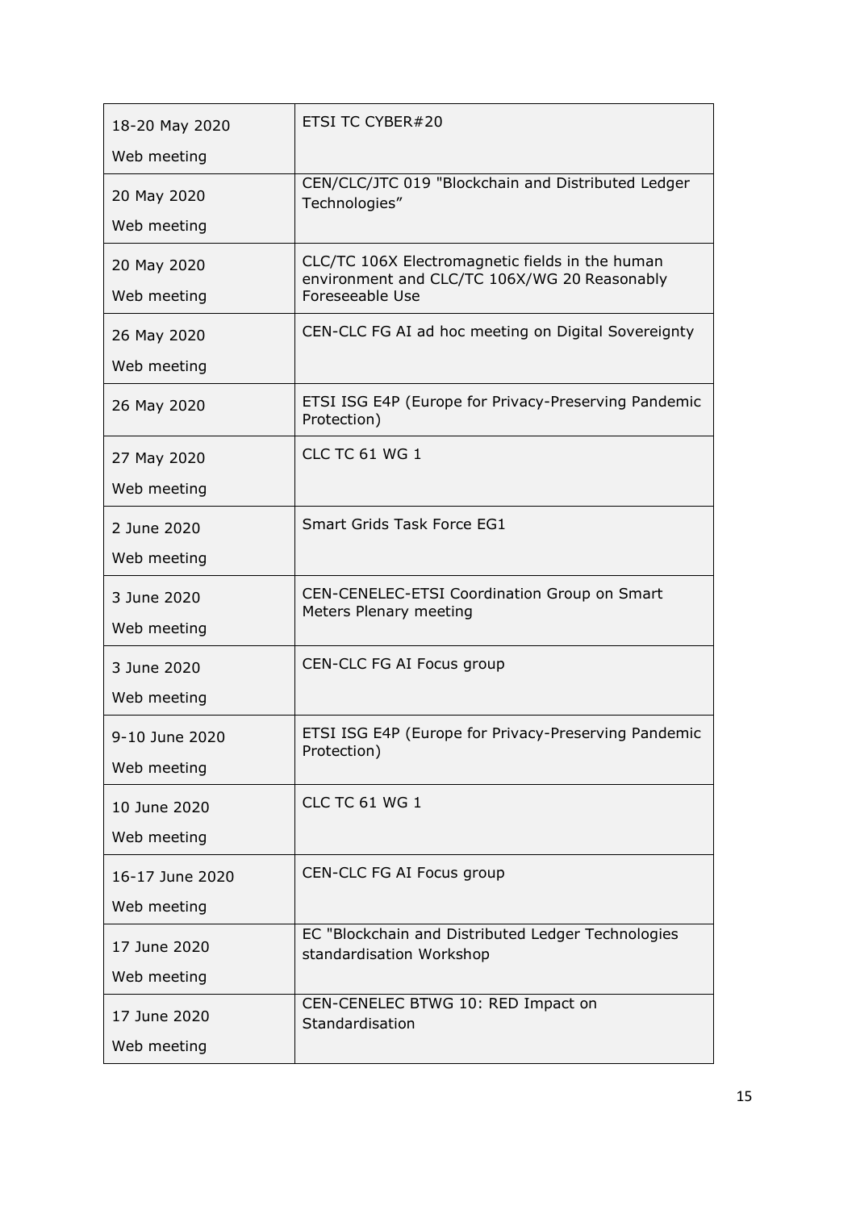| 18-20 May 2020<br>Web meeting | ETSI TC CYBER#20 |
|---|---|
| 20 May 2020<br>Web meeting | CEN/CLC/JTC 019 "Blockchain and Distributed Ledger Technologies” |
| 20 May 2020<br>Web meeting | CLC/TC 106X Electromagnetic fields in the human environment and CLC/TC 106X/WG 20 Reasonably Foreseeable Use |
| 26 May 2020<br>Web meeting | CEN-CLC FG AI ad hoc meeting on Digital Sovereignty |
| 26 May 2020 | ETSI ISG E4P (Europe for Privacy-Preserving Pandemic Protection) |
| 27 May 2020<br>Web meeting | CLC TC 61 WG 1 |
| 2 June 2020<br>Web meeting | Smart Grids Task Force EG1 |
| 3 June 2020<br>Web meeting | CEN-CENELEC-ETSI Coordination Group on Smart Meters Plenary meeting |
| 3 June 2020<br>Web meeting | CEN-CLC FG AI Focus group |
| 9-10 June 2020<br>Web meeting | ETSI ISG E4P (Europe for Privacy-Preserving Pandemic Protection) |
| 10 June 2020<br>Web meeting | CLC TC 61 WG 1 |
| 16-17 June 2020<br>Web meeting | CEN-CLC FG AI Focus group |
| 17 June 2020<br>Web meeting | EC "Blockchain and Distributed Ledger Technologies standardisation Workshop |
| 17 June 2020<br>Web meeting | CEN-CENELEC BTWG 10: RED Impact on Standardisation |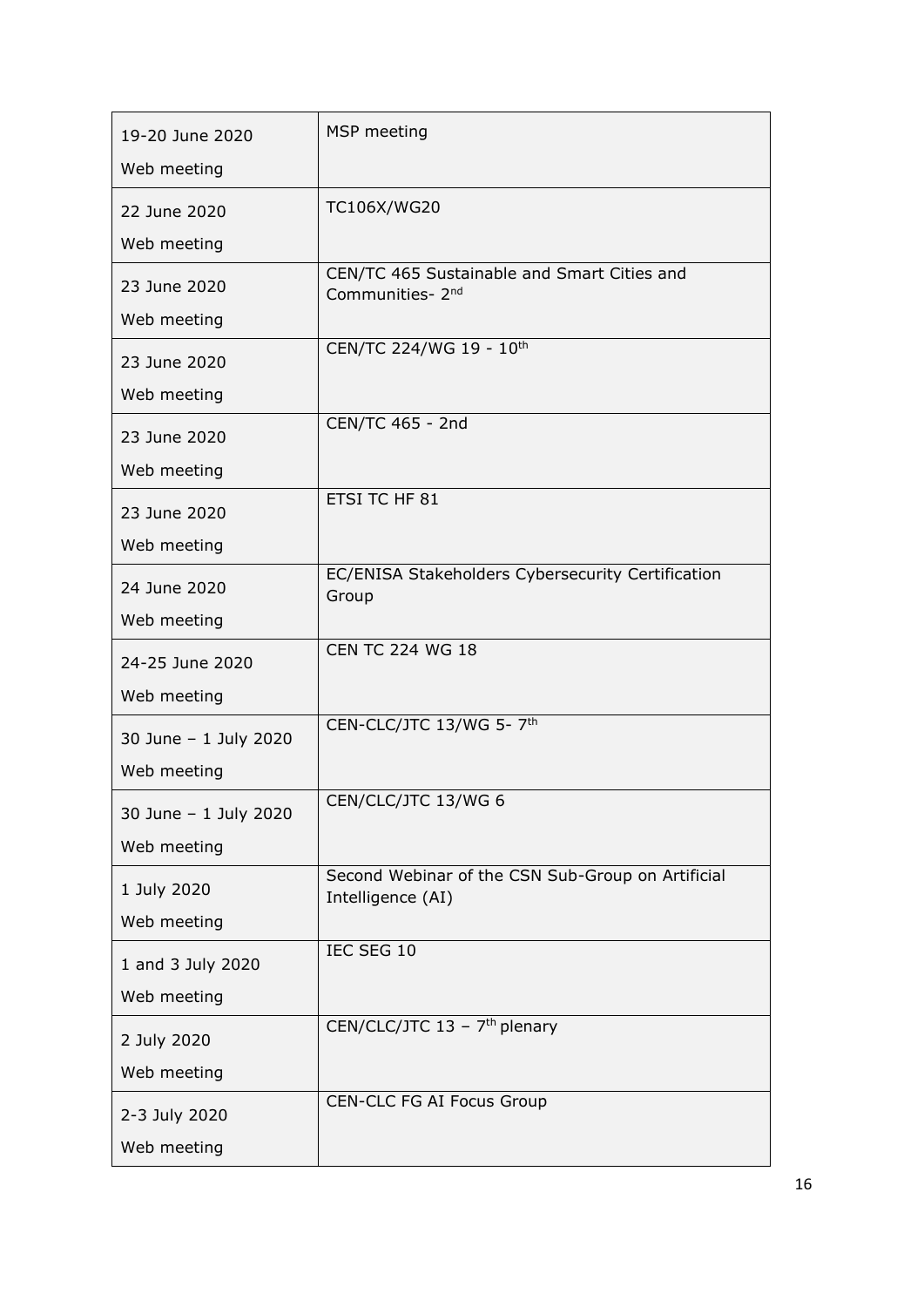| 19-20 June 2020<br><br>Web meeting | MSP meeting |
|---|---|
| 22 June 2020<br><br>Web meeting | TC106X/WG20 |
| 23 June 2020<br><br>Web meeting | CEN/TC 465 Sustainable and Smart Cities and Communities- 2nd |
| 23 June 2020<br><br>Web meeting | CEN/TC 224/WG 19 - 10th |
| 23 June 2020<br><br>Web meeting | CEN/TC 465 - 2nd |
| 23 June 2020<br><br>Web meeting | ETSI TC HF 81 |
| 24 June 2020<br><br>Web meeting | EC/ENISA Stakeholders Cybersecurity Certification Group |
| 24-25 June 2020<br><br>Web meeting | CEN TC 224 WG 18 |
| 30 June – 1 July 2020<br><br>Web meeting | CEN-CLC/JTC 13/WG 5- 7th |
| 30 June – 1 July 2020<br><br>Web meeting | CEN/CLC/JTC 13/WG 6 |
| 1 July 2020<br><br>Web meeting | Second Webinar of the CSN Sub-Group on Artificial Intelligence (AI) |
| 1 and 3 July 2020<br><br>Web meeting | IEC SEG 10 |
| 2 July 2020<br><br>Web meeting | CEN/CLC/JTC 13 – 7th plenary |
| 2-3 July 2020<br><br>Web meeting | CEN-CLC FG AI Focus Group |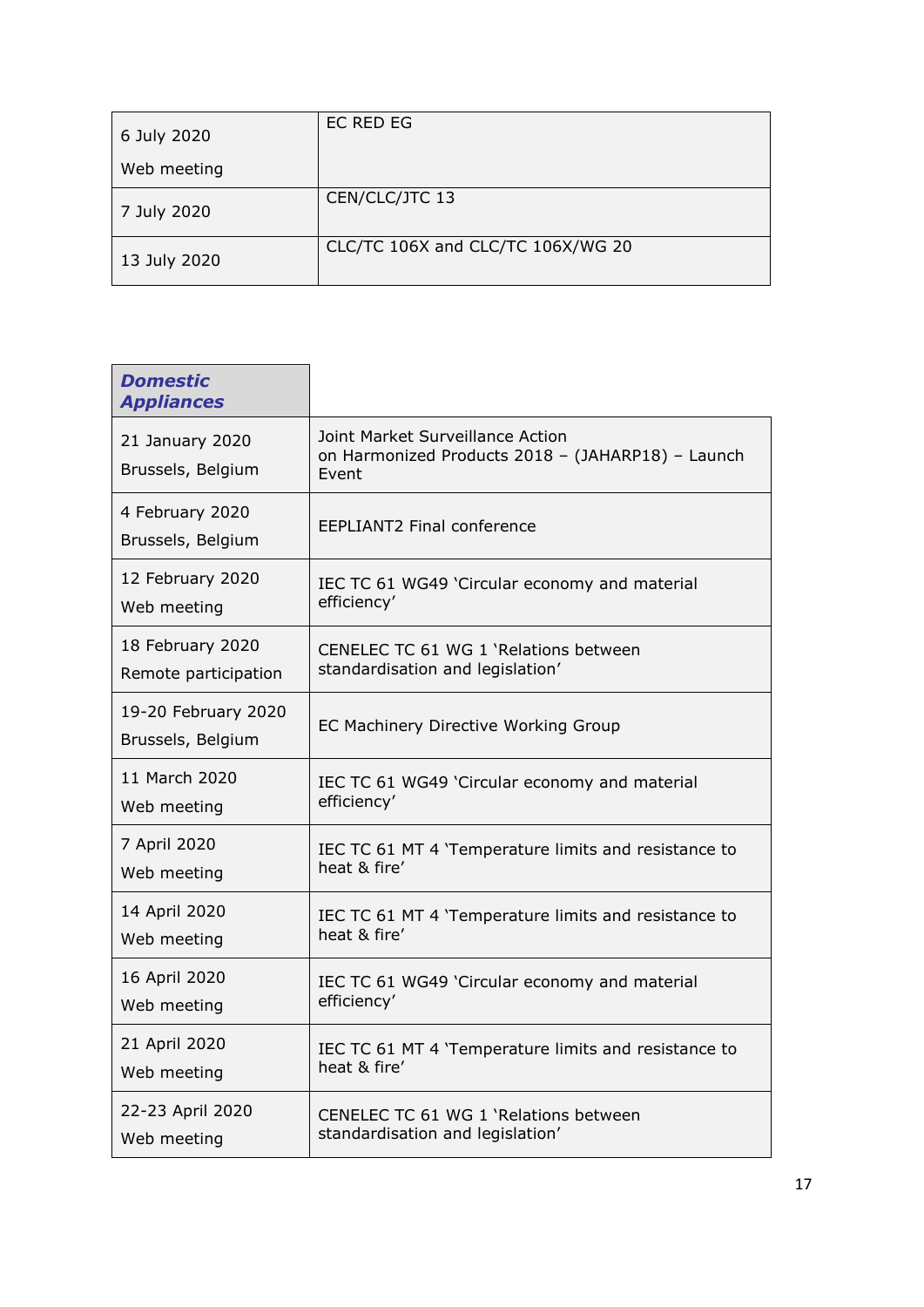| | |
|---|---|
| 6 July 2020<br>Web meeting | EC RED EG |
| 7 July 2020 | CEN/CLC/JTC 13 |
| 13 July 2020 | CLC/TC 106X and CLC/TC 106X/WG 20 |

| ***Domestic Appliances*** | |
|---|---|
| 21 January 2020<br>Brussels, Belgium | Joint Market Surveillance Action on Harmonized Products 2018 – (JAHARP18) – Launch Event |
| 4 February 2020<br>Brussels, Belgium | EEPLIANT2 Final conference |
| 12 February 2020<br>Web meeting | IEC TC 61 WG49 'Circular economy and material efficiency' |
| 18 February 2020<br>Remote participation | CENELEC TC 61 WG 1 'Relations between standardisation and legislation' |
| 19-20 February 2020<br>Brussels, Belgium | EC Machinery Directive Working Group |
| 11 March 2020<br>Web meeting | IEC TC 61 WG49 'Circular economy and material efficiency' |
| 7 April 2020<br>Web meeting | IEC TC 61 MT 4 'Temperature limits and resistance to heat & fire' |
| 14 April 2020<br>Web meeting | IEC TC 61 MT 4 'Temperature limits and resistance to heat & fire' |
| 16 April 2020<br>Web meeting | IEC TC 61 WG49 'Circular economy and material efficiency' |
| 21 April 2020<br>Web meeting | IEC TC 61 MT 4 'Temperature limits and resistance to heat & fire' |
| 22-23 April 2020<br>Web meeting | CENELEC TC 61 WG 1 'Relations between standardisation and legislation' |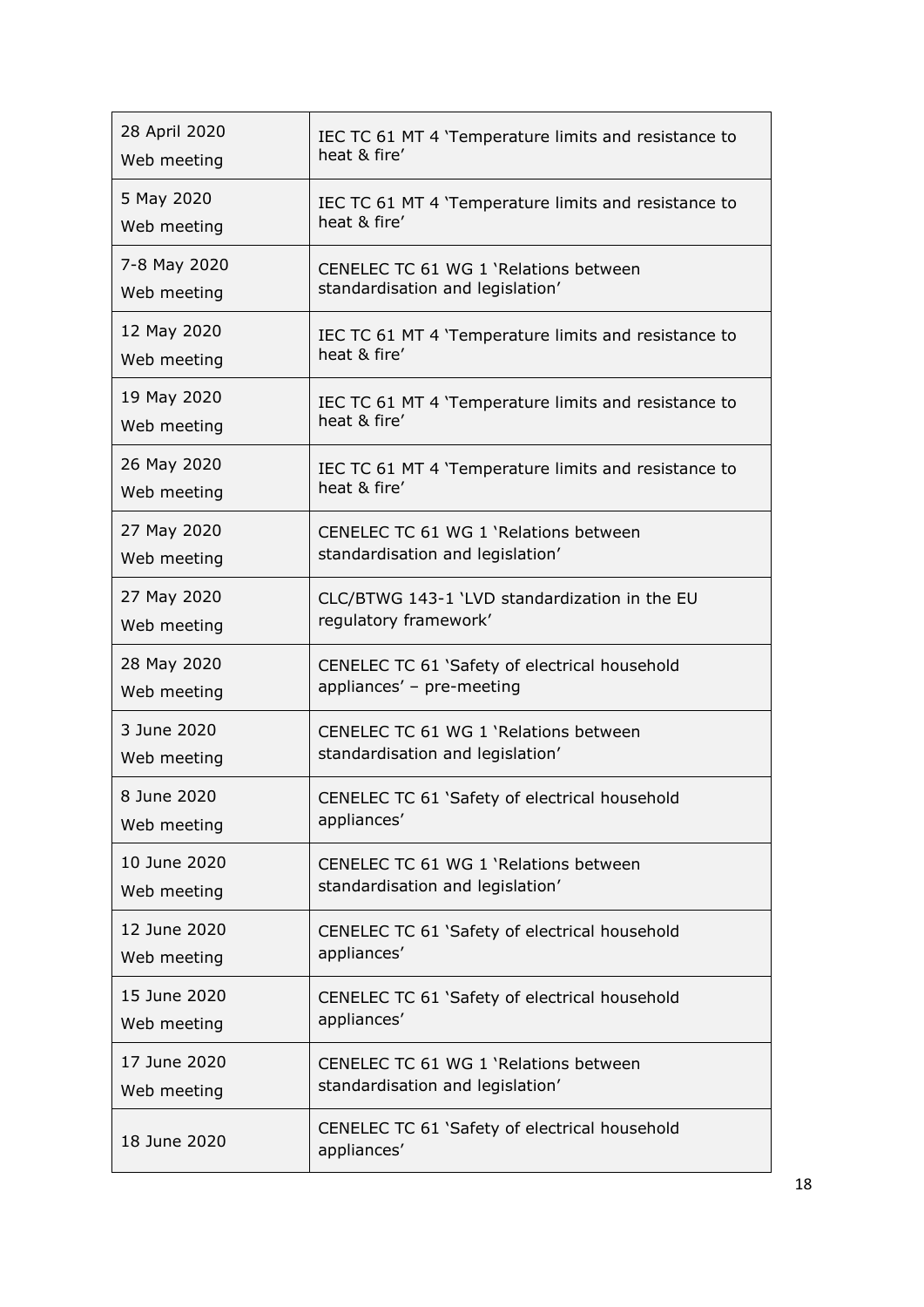| | |
|---|---|
| 28 April 2020<br>Web meeting | IEC TC 61 MT 4 'Temperature limits and resistance to heat & fire' |
| 5 May 2020<br>Web meeting | IEC TC 61 MT 4 'Temperature limits and resistance to heat & fire' |
| 7-8 May 2020<br>Web meeting | CENELEC TC 61 WG 1 'Relations between standardisation and legislation' |
| 12 May 2020<br>Web meeting | IEC TC 61 MT 4 'Temperature limits and resistance to heat & fire' |
| 19 May 2020<br>Web meeting | IEC TC 61 MT 4 'Temperature limits and resistance to heat & fire' |
| 26 May 2020<br>Web meeting | IEC TC 61 MT 4 'Temperature limits and resistance to heat & fire' |
| 27 May 2020<br>Web meeting | CENELEC TC 61 WG 1 'Relations between standardisation and legislation' |
| 27 May 2020<br>Web meeting | CLC/BTWG 143-1 'LVD standardization in the EU regulatory framework' |
| 28 May 2020<br>Web meeting | CENELEC TC 61 'Safety of electrical household appliances' – pre-meeting |
| 3 June 2020<br>Web meeting | CENELEC TC 61 WG 1 'Relations between standardisation and legislation' |
| 8 June 2020<br>Web meeting | CENELEC TC 61 'Safety of electrical household appliances' |
| 10 June 2020<br>Web meeting | CENELEC TC 61 WG 1 'Relations between standardisation and legislation' |
| 12 June 2020<br>Web meeting | CENELEC TC 61 'Safety of electrical household appliances' |
| 15 June 2020<br>Web meeting | CENELEC TC 61 'Safety of electrical household appliances' |
| 17 June 2020<br>Web meeting | CENELEC TC 61 WG 1 'Relations between standardisation and legislation' |
| 18 June 2020 | CENELEC TC 61 'Safety of electrical household appliances' |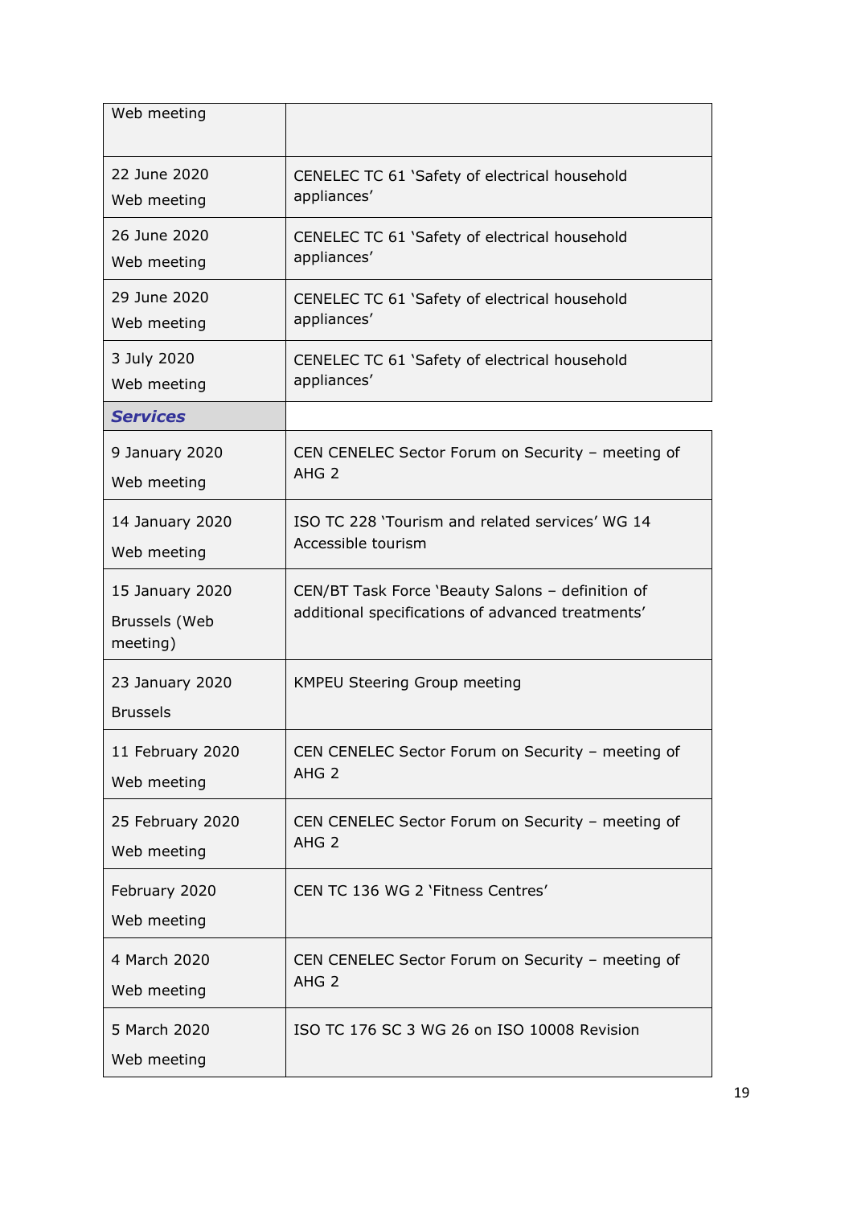| | |
|---|---|
| Web meeting | |
| 22 June 2020<br>Web meeting | CENELEC TC 61 'Safety of electrical household appliances' |
| 26 June 2020<br>Web meeting | CENELEC TC 61 'Safety of electrical household appliances' |
| 29 June 2020<br>Web meeting | CENELEC TC 61 'Safety of electrical household appliances' |
| 3 July 2020<br>Web meeting | CENELEC TC 61 'Safety of electrical household appliances' |
| ***Services*** | |
| 9 January 2020<br>Web meeting | CEN CENELEC Sector Forum on Security – meeting of AHG 2 |
| 14 January 2020<br>Web meeting | ISO TC 228 'Tourism and related services' WG 14 Accessible tourism |
| 15 January 2020<br>Brussels (Web meeting) | CEN/BT Task Force 'Beauty Salons – definition of additional specifications of advanced treatments' |
| 23 January 2020<br>Brussels | KMPEU Steering Group meeting |
| 11 February 2020<br>Web meeting | CEN CENELEC Sector Forum on Security – meeting of AHG 2 |
| 25 February 2020<br>Web meeting | CEN CENELEC Sector Forum on Security – meeting of AHG 2 |
| February 2020<br>Web meeting | CEN TC 136 WG 2 'Fitness Centres' |
| 4 March 2020<br>Web meeting | CEN CENELEC Sector Forum on Security – meeting of AHG 2 |
| 5 March 2020<br>Web meeting | ISO TC 176 SC 3 WG 26 on ISO 10008 Revision |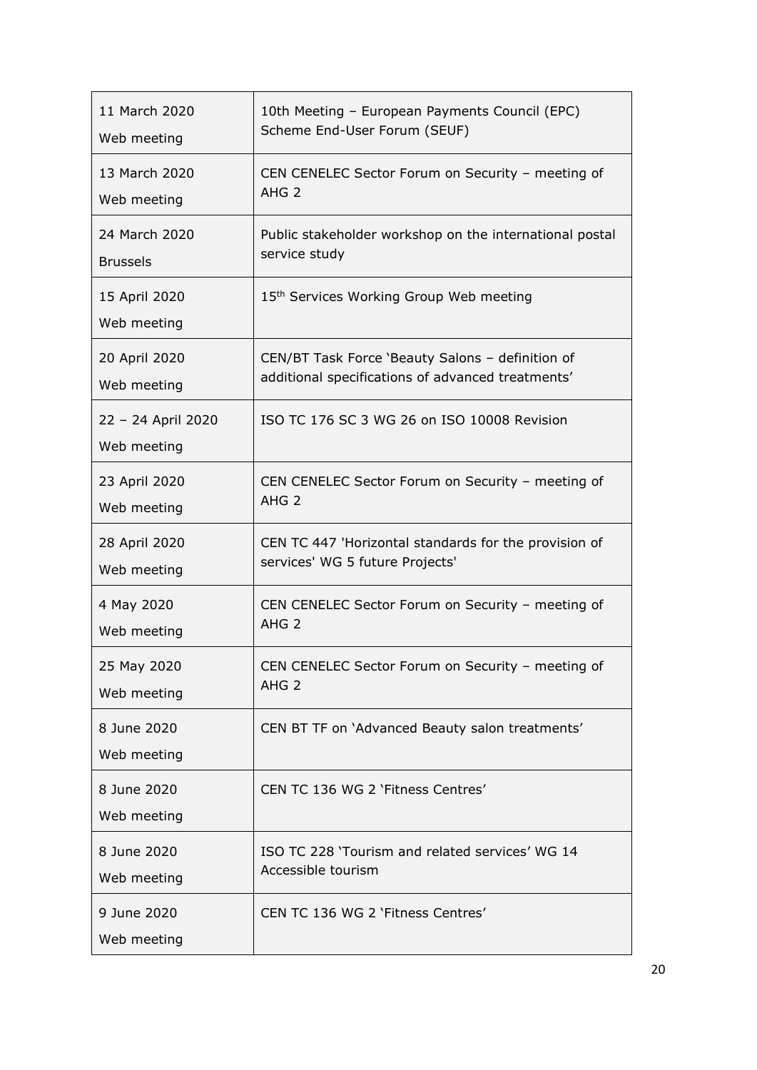| | |
|---|---|
| 11 March 2020<br>Web meeting | 10th Meeting – European Payments Council (EPC) Scheme End-User Forum (SEUF) |
| 13 March 2020<br>Web meeting | CEN CENELEC Sector Forum on Security – meeting of AHG 2 |
| 24 March 2020<br>Brussels | Public stakeholder workshop on the international postal service study |
| 15 April 2020<br>Web meeting | 15th Services Working Group Web meeting |
| 20 April 2020<br>Web meeting | CEN/BT Task Force 'Beauty Salons – definition of additional specifications of advanced treatments' |
| 22 – 24 April 2020<br>Web meeting | ISO TC 176 SC 3 WG 26 on ISO 10008 Revision |
| 23 April 2020<br>Web meeting | CEN CENELEC Sector Forum on Security – meeting of AHG 2 |
| 28 April 2020<br>Web meeting | CEN TC 447 'Horizontal standards for the provision of services' WG 5 future Projects' |
| 4 May 2020<br>Web meeting | CEN CENELEC Sector Forum on Security – meeting of AHG 2 |
| 25 May 2020<br>Web meeting | CEN CENELEC Sector Forum on Security – meeting of AHG 2 |
| 8 June 2020<br>Web meeting | CEN BT TF on 'Advanced Beauty salon treatments' |
| 8 June 2020<br>Web meeting | CEN TC 136 WG 2 'Fitness Centres' |
| 8 June 2020<br>Web meeting | ISO TC 228 'Tourism and related services' WG 14 Accessible tourism |
| 9 June 2020<br>Web meeting | CEN TC 136 WG 2 'Fitness Centres' |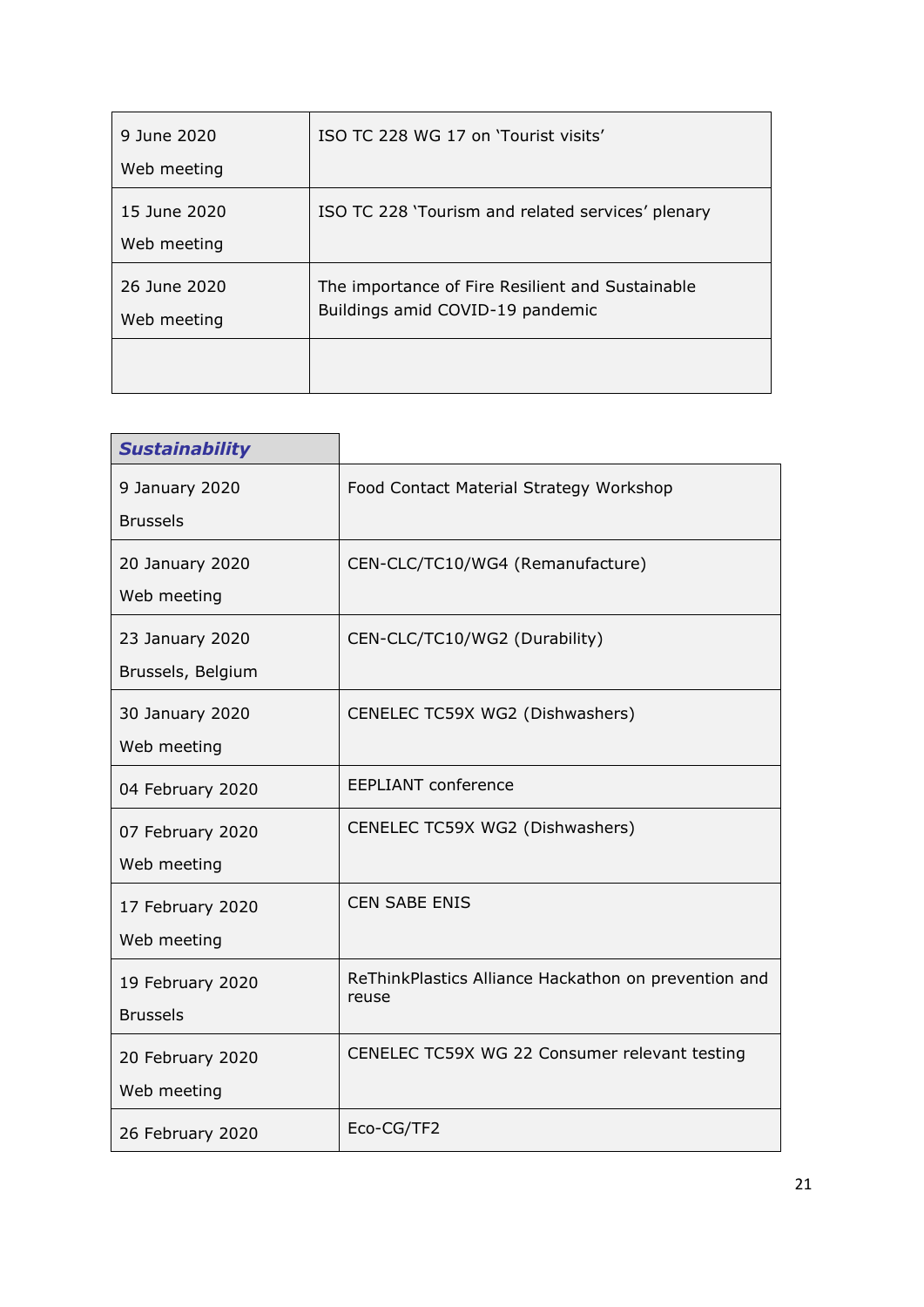| | |
|---|---|
| 9 June 2020<br>Web meeting | ISO TC 228 WG 17 on 'Tourist visits' |
| 15 June 2020<br>Web meeting | ISO TC 228 'Tourism and related services' plenary |
| 26 June 2020<br>Web meeting | The importance of Fire Resilient and Sustainable Buildings amid COVID-19 pandemic |
| | |

| ***Sustainability*** | |
|---|---|
| 9 January 2020<br>Brussels | Food Contact Material Strategy Workshop |
| 20 January 2020<br>Web meeting | CEN-CLC/TC10/WG4 (Remanufacture) |
| 23 January 2020<br>Brussels, Belgium | CEN-CLC/TC10/WG2 (Durability) |
| 30 January 2020<br>Web meeting | CENELEC TC59X WG2 (Dishwashers) |
| 04 February 2020 | EEPLIANT conference |
| 07 February 2020<br>Web meeting | CENELEC TC59X WG2 (Dishwashers) |
| 17 February 2020<br>Web meeting | CEN SABE ENIS |
| 19 February 2020<br>Brussels | ReThinkPlastics Alliance Hackathon on prevention and reuse |
| 20 February 2020<br>Web meeting | CENELEC TC59X WG 22 Consumer relevant testing |
| 26 February 2020 | Eco-CG/TF2 |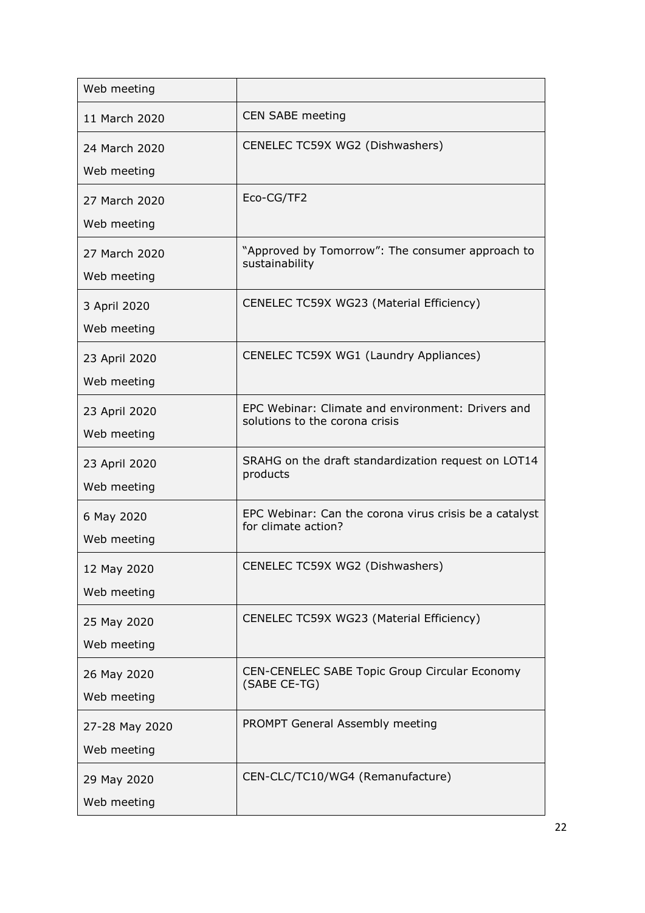| | |
|---|---|
| Web meeting | |
| 11 March 2020 | CEN SABE meeting |
| 24 March 2020<br>Web meeting | CENELEC TC59X WG2 (Dishwashers) |
| 27 March 2020<br>Web meeting | Eco-CG/TF2 |
| 27 March 2020<br>Web meeting | "Approved by Tomorrow": The consumer approach to sustainability |
| 3 April 2020<br>Web meeting | CENELEC TC59X WG23 (Material Efficiency) |
| 23 April 2020<br>Web meeting | CENELEC TC59X WG1 (Laundry Appliances) |
| 23 April 2020<br>Web meeting | EPC Webinar: Climate and environment: Drivers and solutions to the corona crisis |
| 23 April 2020<br>Web meeting | SRAHG on the draft standardization request on LOT14 products |
| 6 May 2020<br>Web meeting | EPC Webinar: Can the corona virus crisis be a catalyst for climate action? |
| 12 May 2020<br>Web meeting | CENELEC TC59X WG2 (Dishwashers) |
| 25 May 2020<br>Web meeting | CENELEC TC59X WG23 (Material Efficiency) |
| 26 May 2020<br>Web meeting | CEN-CENELEC SABE Topic Group Circular Economy (SABE CE-TG) |
| 27-28 May 2020<br>Web meeting | PROMPT General Assembly meeting |
| 29 May 2020<br>Web meeting | CEN-CLC/TC10/WG4 (Remanufacture) |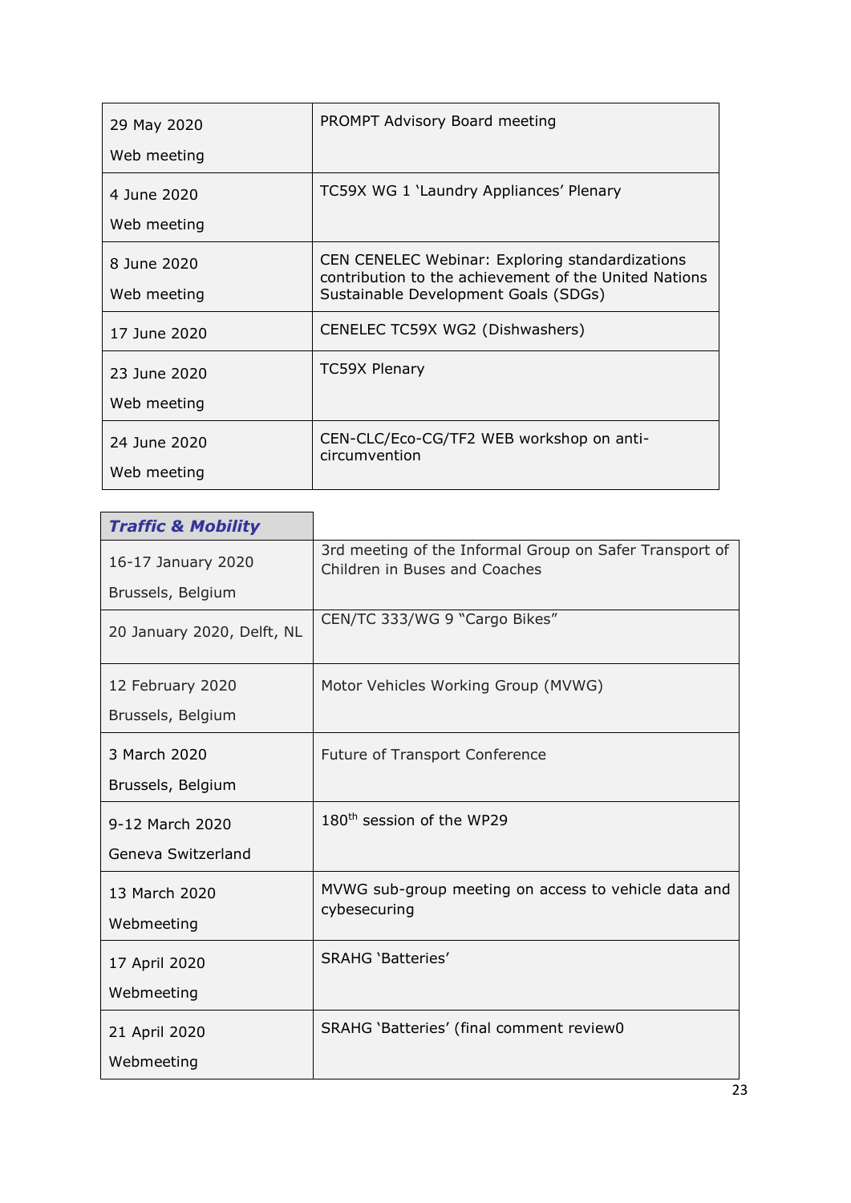| | |
|---|---|
| 29 May 2020<br><br>Web meeting | PROMPT Advisory Board meeting |
| 4 June 2020<br><br>Web meeting | TC59X WG 1 'Laundry Appliances' Plenary |
| 8 June 2020<br><br>Web meeting | CEN CENELEC Webinar: Exploring standardizations contribution to the achievement of the United Nations Sustainable Development Goals (SDGs) |
| 17 June 2020 | CENELEC TC59X WG2 (Dishwashers) |
| 23 June 2020<br><br>Web meeting | TC59X Plenary |
| 24 June 2020<br><br>Web meeting | CEN-CLC/Eco-CG/TF2 WEB workshop on anti-circumvention |

| ***Traffic & Mobility*** | |
|---|---|
| 16-17 January 2020<br><br>Brussels, Belgium | 3rd meeting of the Informal Group on Safer Transport of Children in Buses and Coaches |
| 20 January 2020, Delft, NL | CEN/TC 333/WG 9 "Cargo Bikes" |
| 12 February 2020<br><br>Brussels, Belgium | Motor Vehicles Working Group (MVWG) |
| 3 March 2020<br><br>Brussels, Belgium | Future of Transport Conference |
| 9-12 March 2020<br><br>Geneva Switzerland | 180th session of the WP29 |
| 13 March 2020<br><br>Webmeeting | MVWG sub-group meeting on access to vehicle data and cybesecuring |
| 17 April 2020<br><br>Webmeeting | SRAHG 'Batteries' |
| 21 April 2020<br><br>Webmeeting | SRAHG 'Batteries' (final comment review0 |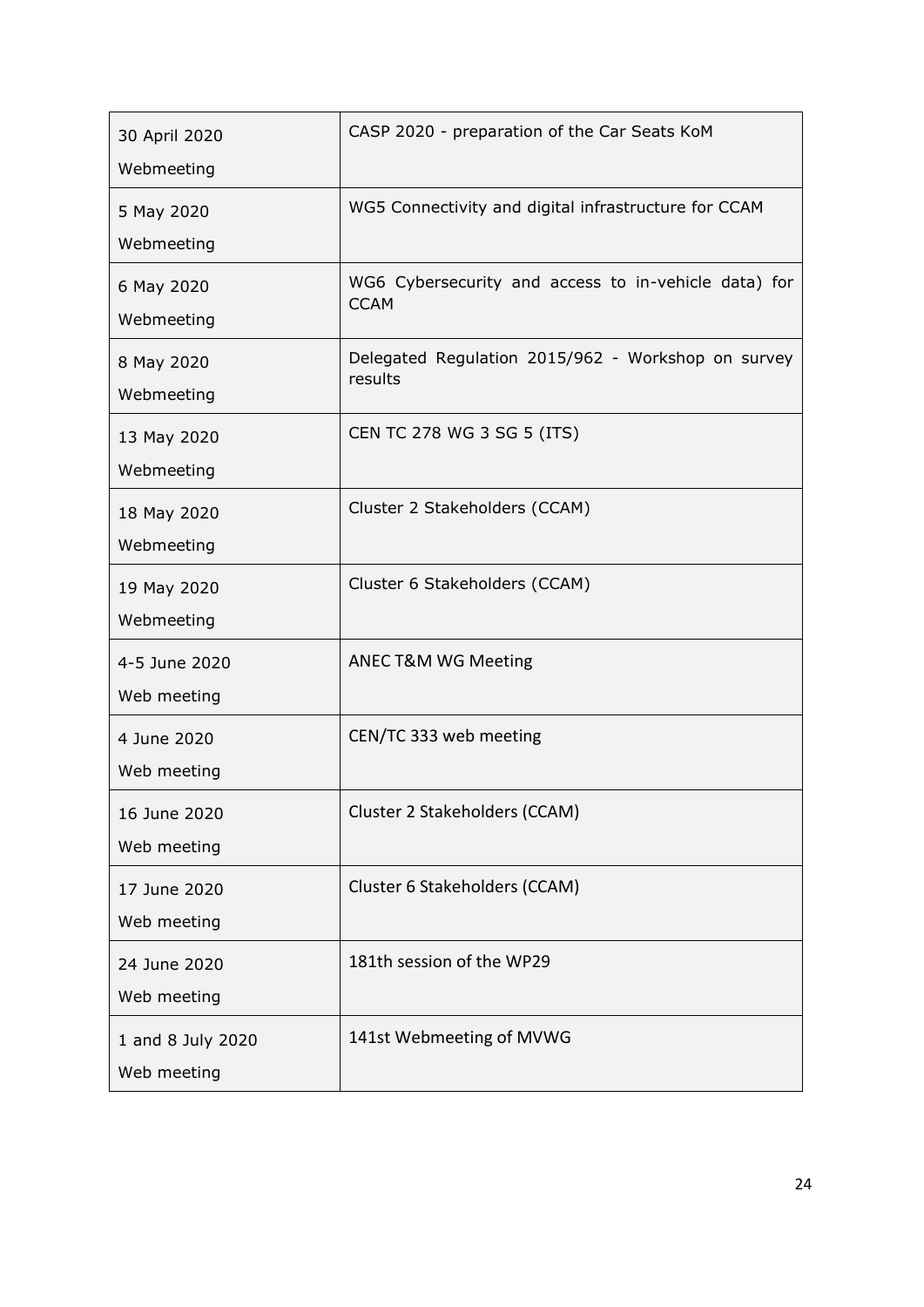| | |
|---|---|
| 30 April 2020<br>Webmeeting | CASP 2020 - preparation of the Car Seats KoM |
| 5 May 2020<br>Webmeeting | WG5 Connectivity and digital infrastructure for CCAM |
| 6 May 2020<br>Webmeeting | WG6 Cybersecurity and access to in-vehicle data) for CCAM |
| 8 May 2020<br>Webmeeting | Delegated Regulation 2015/962 - Workshop on survey results |
| 13 May 2020<br>Webmeeting | CEN TC 278 WG 3 SG 5 (ITS) |
| 18 May 2020<br>Webmeeting | Cluster 2 Stakeholders (CCAM) |
| 19 May 2020<br>Webmeeting | Cluster 6 Stakeholders (CCAM) |
| 4-5 June 2020<br>Web meeting | ANEC T&M WG Meeting |
| 4 June 2020<br>Web meeting | CEN/TC 333 web meeting |
| 16 June 2020<br>Web meeting | Cluster 2 Stakeholders (CCAM) |
| 17 June 2020<br>Web meeting | Cluster 6 Stakeholders (CCAM) |
| 24 June 2020<br>Web meeting | 181th session of the WP29 |
| 1 and 8 July 2020<br>Web meeting | 141st Webmeeting of MVWG |